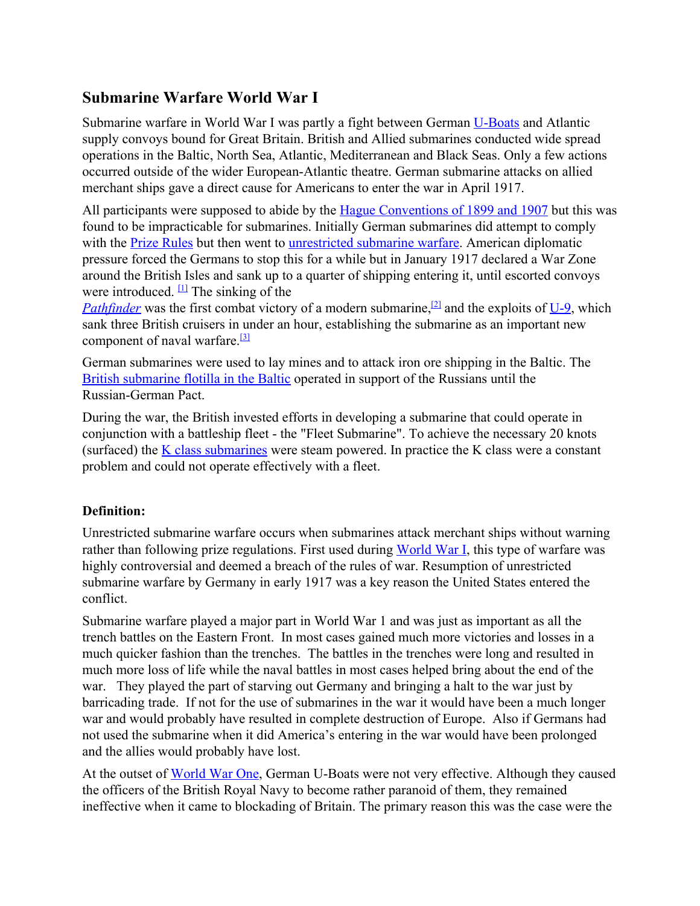## Submarine Warfare World War I

Submarine warfare in World War I was partly a fight between German U-Boats and Atlantic supply convoys bound for Great Britain. British and Allied submarines conducted wide spread operations in the Baltic, North Sea, Atlantic, Mediterranean and Black Seas. Only a few actions occurred outside of the wider European-Atlantic theatre. German submarine attacks on allied merchant ships gave a direct cause for Americans to enter the war in April 1917.

All participants were supposed to abide by the Hague Conventions of 1899 and 1907 but this was found to be impracticable for submarines. Initially German submarines did attempt to comply with the Prize Rules but then went to unrestricted submarine warfare. American diplomatic pressure forced the Germans to stop this for a while but in January 1917 declared a War Zone around the British Isles and sank up to a quarter of shipping entering it, until escorted convoys were introduced. [1] The sinking of the *Pathfinder* was the first combat victory of a modern submarine,[2] and the exploits of U-9, which sank three British cruisers in under an hour, establishing the submarine as an important new component of naval warfare.[3]

German submarines were used to lay mines and to attack iron ore shipping in the Baltic. The British submarine flotilla in the Baltic operated in support of the Russians until the Russian-German Pact.

During the war, the British invested efforts in developing a submarine that could operate in conjunction with a battleship fleet - the "Fleet Submarine". To achieve the necessary 20 knots (surfaced) the K class submarines were steam powered. In practice the K class were a constant problem and could not operate effectively with a fleet.

**Definition:**

Unrestricted submarine warfare occurs when submarines attack merchant ships without warning rather than following prize regulations. First used during World War I, this type of warfare was highly controversial and deemed a breach of the rules of war. Resumption of unrestricted submarine warfare by Germany in early 1917 was a key reason the United States entered the conflict.

Submarine warfare played a major part in World War 1 and was just as important as all the trench battles on the Eastern Front. In most cases gained much more victories and losses in a much quicker fashion than the trenches. The battles in the trenches were long and resulted in much more loss of life while the naval battles in most cases helped bring about the end of the war. They played the part of starving out Germany and bringing a halt to the war just by barricading trade. If not for the use of submarines in the war it would have been a much longer war and would probably have resulted in complete destruction of Europe. Also if Germans had not used the submarine when it did America's entering in the war would have been prolonged and the allies would probably have lost.

At the outset of World War One, German U-Boats were not very effective. Although they caused the officers of the British Royal Navy to become rather paranoid of them, they remained ineffective when it came to blockading of Britain. The primary reason this was the case were the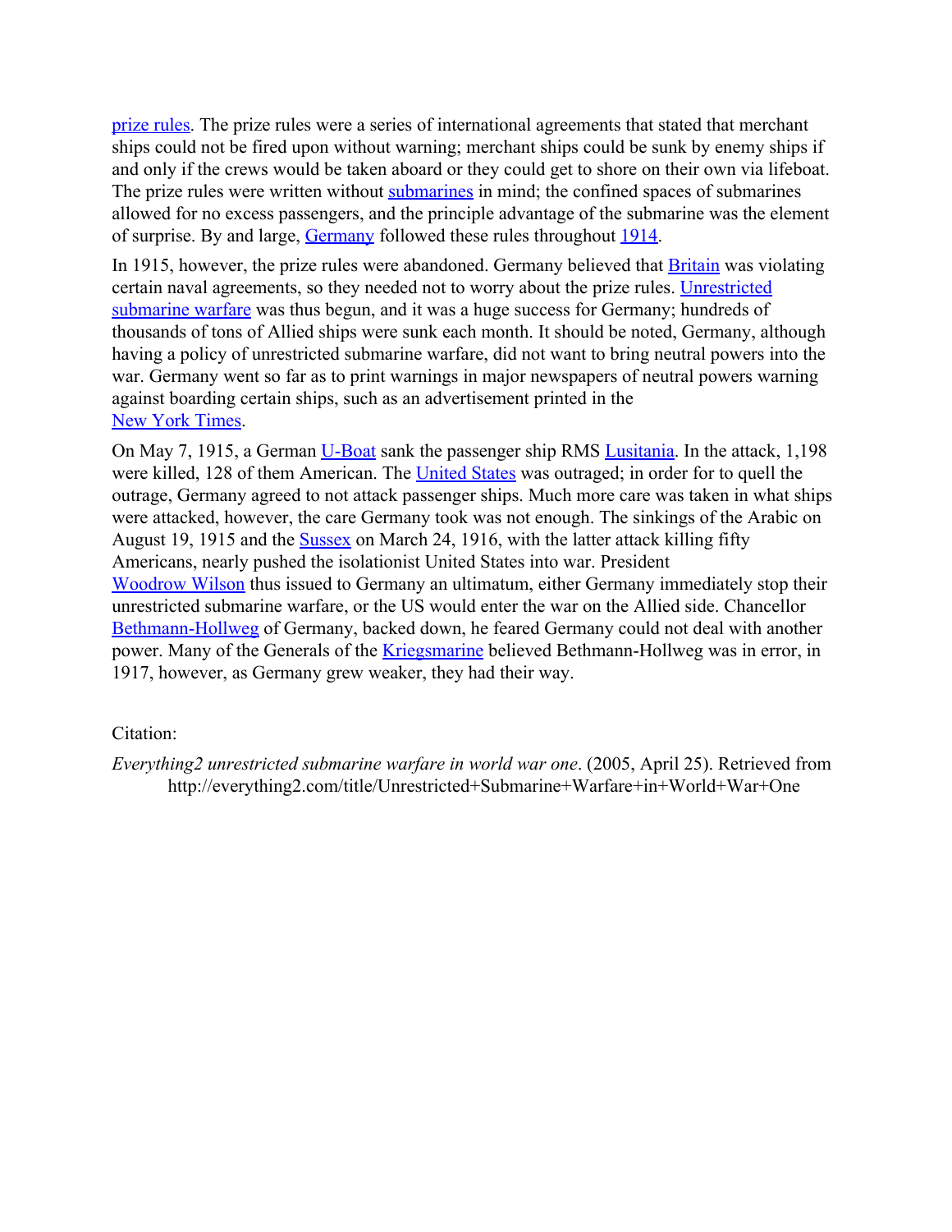prize rules. The prize rules were a series of international agreements that stated that merchant ships could not be fired upon without warning; merchant ships could be sunk by enemy ships if and only if the crews would be taken aboard or they could get to shore on their own via lifeboat. The prize rules were written without submarines in mind; the confined spaces of submarines allowed for no excess passengers, and the principle advantage of the submarine was the element of surprise. By and large, Germany followed these rules throughout 1914.

In 1915, however, the prize rules were abandoned. Germany believed that Britain was violating certain naval agreements, so they needed not to worry about the prize rules. Unrestricted submarine warfare was thus begun, and it was a huge success for Germany; hundreds of thousands of tons of Allied ships were sunk each month. It should be noted, Germany, although having a policy of unrestricted submarine warfare, did not want to bring neutral powers into the war. Germany went so far as to print warnings in major newspapers of neutral powers warning against boarding certain ships, such as an advertisement printed in the New York Times.

On May 7, 1915, a German U-Boat sank the passenger ship RMS Lusitania. In the attack, 1,198 were killed, 128 of them American. The United States was outraged; in order for to quell the outrage, Germany agreed to not attack passenger ships. Much more care was taken in what ships were attacked, however, the care Germany took was not enough. The sinkings of the Arabic on August 19, 1915 and the Sussex on March 24, 1916, with the latter attack killing fifty Americans, nearly pushed the isolationist United States into war. President Woodrow Wilson thus issued to Germany an ultimatum, either Germany immediately stop their unrestricted submarine warfare, or the US would enter the war on the Allied side. Chancellor Bethmann-Hollweg of Germany, backed down, he feared Germany could not deal with another power. Many of the Generals of the Kriegsmarine believed Bethmann-Hollweg was in error, in 1917, however, as Germany grew weaker, they had their way.

Citation:

*Everything2 unrestricted submarine warfare in world war one*. (2005, April 25). Retrieved from http://everything2.com/title/Unrestricted+Submarine+Warfare+in+World+War+One